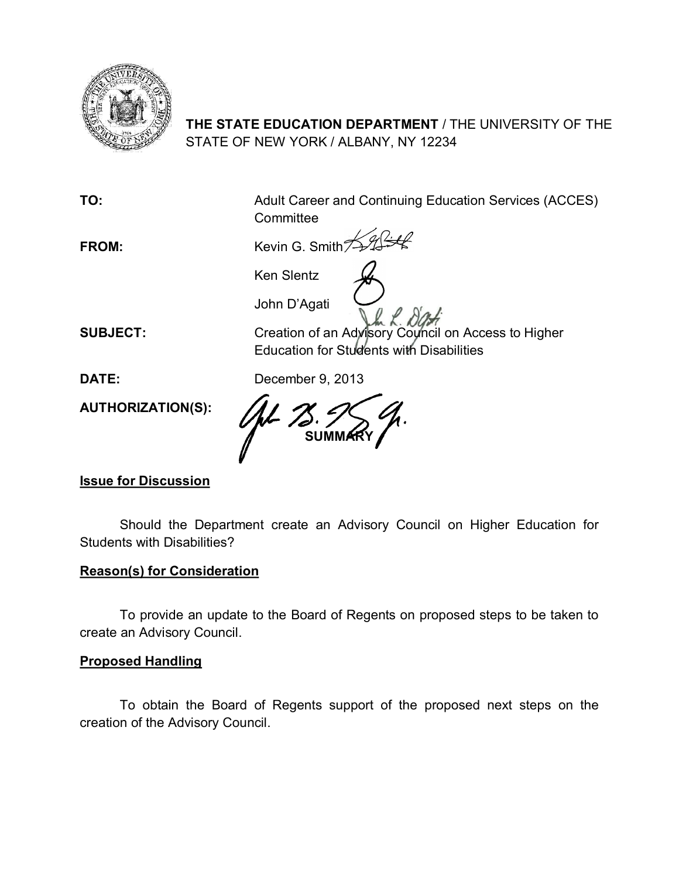**THE STATE EDUCATION DEPARTMENT** / THE UNIVERSITY OF THE STATE OF NEW YORK / ALBANY, NY 12234

| | |
|---|---|
| **TO:** | Adult Career and Continuing Education Services (ACCES) Committee |
| **FROM:** | Kevin G. Smith<br>Ken Slentz<br>John D'Agati |
| **SUBJECT:** | Creation of an Advisory Council on Access to Higher Education for Students with Disabilities |
| **DATE:** | December 9, 2013 |
| **AUTHORIZATION(S):** | |

**SUMMARY**

**Issue for Discussion**

Should the Department create an Advisory Council on Higher Education for Students with Disabilities?

**Reason(s) for Consideration**

To provide an update to the Board of Regents on proposed steps to be taken to create an Advisory Council.

**Proposed Handling**

To obtain the Board of Regents support of the proposed next steps on the creation of the Advisory Council.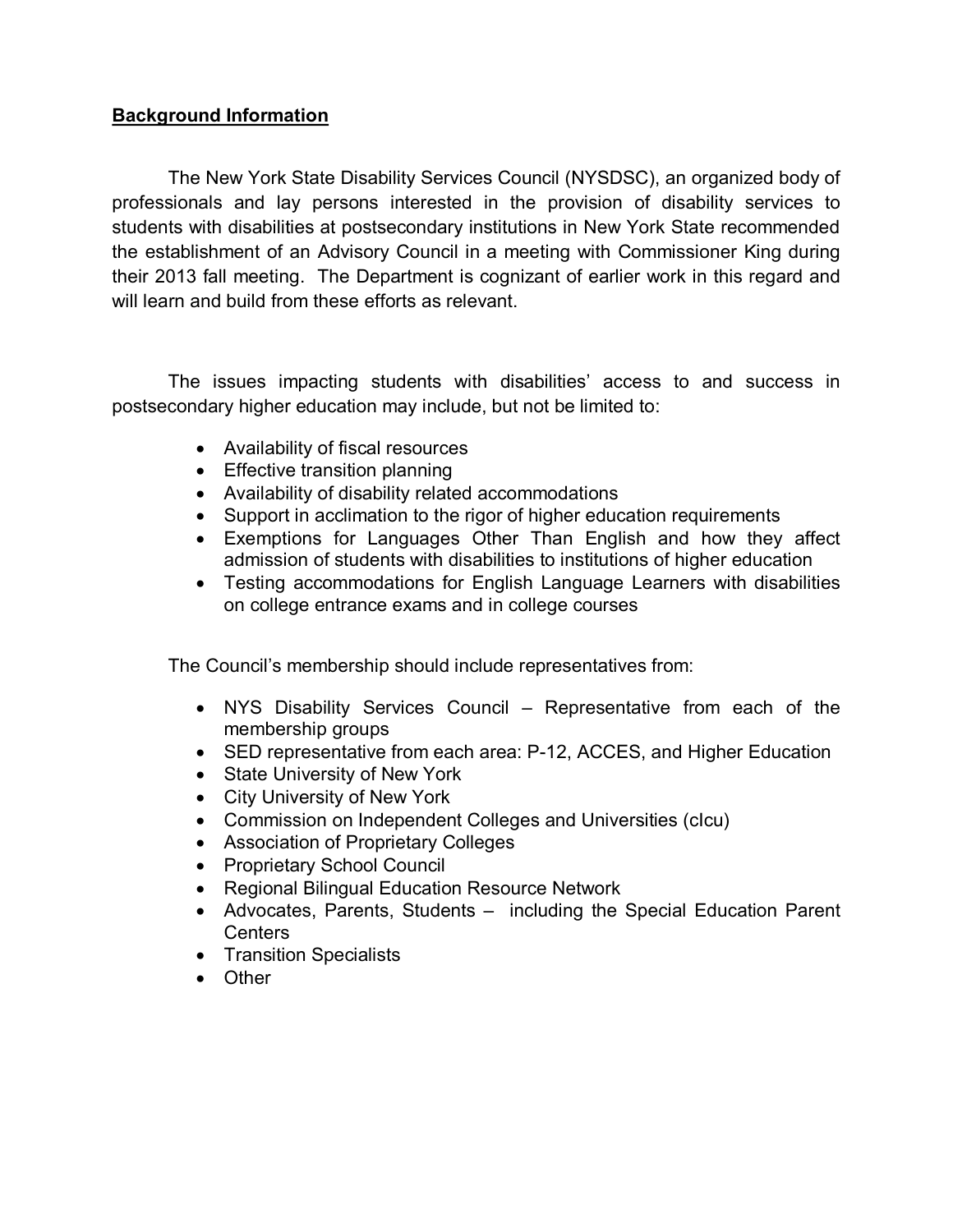**Background Information**

The New York State Disability Services Council (NYSDSC), an organized body of professionals and lay persons interested in the provision of disability services to students with disabilities at postsecondary institutions in New York State recommended the establishment of an Advisory Council in a meeting with Commissioner King during their 2013 fall meeting. The Department is cognizant of earlier work in this regard and will learn and build from these efforts as relevant.

The issues impacting students with disabilities' access to and success in postsecondary higher education may include, but not be limited to:

- Availability of fiscal resources
- Effective transition planning
- Availability of disability related accommodations
- Support in acclimation to the rigor of higher education requirements
- Exemptions for Languages Other Than English and how they affect admission of students with disabilities to institutions of higher education
- Testing accommodations for English Language Learners with disabilities on college entrance exams and in college courses

The Council's membership should include representatives from:

- NYS Disability Services Council – Representative from each of the membership groups
- SED representative from each area: P-12, ACCES, and Higher Education
- State University of New York
- City University of New York
- Commission on Independent Colleges and Universities (cIcu)
- Association of Proprietary Colleges
- Proprietary School Council
- Regional Bilingual Education Resource Network
- Advocates, Parents, Students – including the Special Education Parent Centers
- Transition Specialists
- Other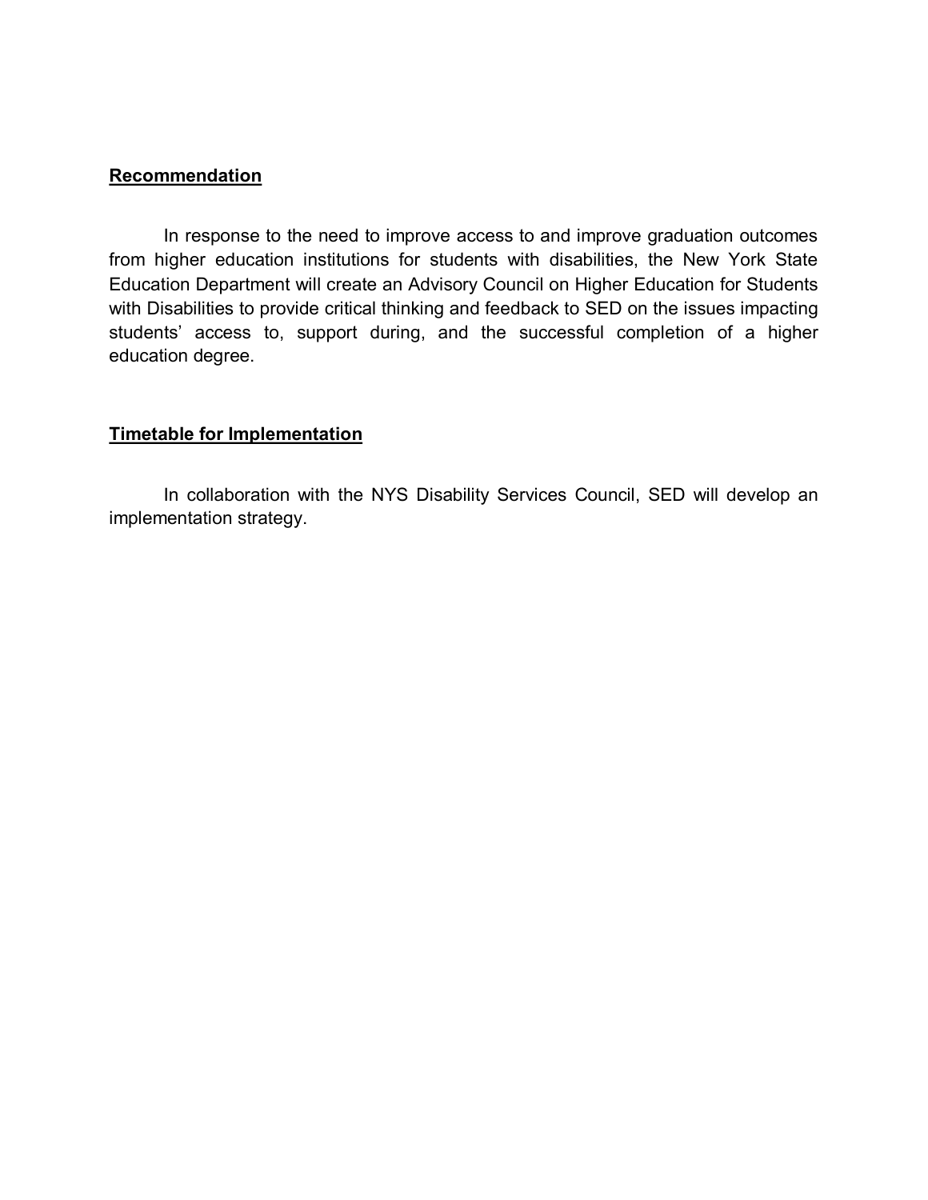**Recommendation**

In response to the need to improve access to and improve graduation outcomes from higher education institutions for students with disabilities, the New York State Education Department will create an Advisory Council on Higher Education for Students with Disabilities to provide critical thinking and feedback to SED on the issues impacting students' access to, support during, and the successful completion of a higher education degree.

**Timetable for Implementation**

In collaboration with the NYS Disability Services Council, SED will develop an implementation strategy.